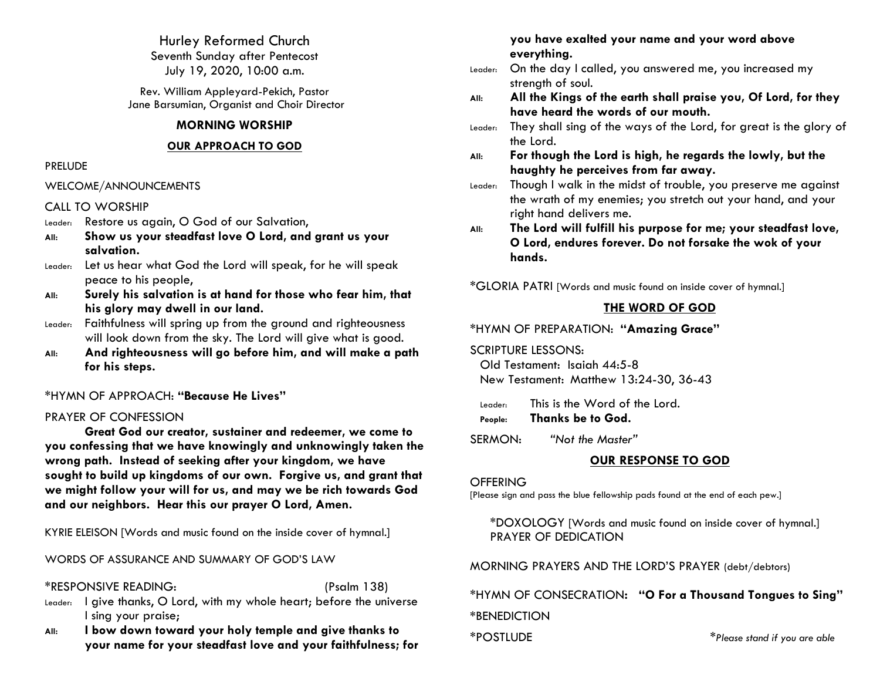# Hurley Reformed Church

Seventh Sunday after Pentecost
July 19, 2020, 10:00 a.m.

Rev. William Appleyard-Pekich, Pastor
Jane Barsumian, Organist and Choir Director

## MORNING WORSHIP

### OUR APPROACH TO GOD

PRELUDE

WELCOME/ANNOUNCEMENTS

CALL TO WORSHIP

Leader: Restore us again, O God of our Salvation,

**All: Show us your steadfast love O Lord, and grant us your salvation.**

Leader: Let us hear what God the Lord will speak, for he will speak peace to his people,

**All: Surely his salvation is at hand for those who fear him, that his glory may dwell in our land.**

Leader: Faithfulness will spring up from the ground and righteousness will look down from the sky. The Lord will give what is good.

**All: And righteousness will go before him, and will make a path for his steps.**

*HYMN OF APPROACH: **"Because He Lives"**

PRAYER OF CONFESSION

**Great God our creator, sustainer and redeemer, we come to you confessing that we have knowingly and unknowingly taken the wrong path. Instead of seeking after your kingdom, we have sought to build up kingdoms of our own. Forgive us, and grant that we might follow your will for us, and may we be rich towards God and our neighbors. Hear this our prayer O Lord, Amen.**

KYRIE ELEISON [Words and music found on the inside cover of hymnal.]

WORDS OF ASSURANCE AND SUMMARY OF GOD'S LAW

*RESPONSIVE READING: (Psalm 138)

Leader: I give thanks, O Lord, with my whole heart; before the universe I sing your praise;

**All: I bow down toward your holy temple and give thanks to your name for your steadfast love and your faithfulness; for you have exalted your name and your word above everything.**

Leader: On the day I called, you answered me, you increased my strength of soul.

**All: All the Kings of the earth shall praise you, Of Lord, for they have heard the words of our mouth.**

Leader: They shall sing of the ways of the Lord, for great is the glory of the Lord.

**All: For though the Lord is high, he regards the lowly, but the haughty he perceives from far away.**

Leader: Though I walk in the midst of trouble, you preserve me against the wrath of my enemies; you stretch out your hand, and your right hand delivers me.

**All: The Lord will fulfill his purpose for me; your steadfast love, O Lord, endures forever. Do not forsake the wok of your hands.**

*GLORIA PATRI [Words and music found on inside cover of hymnal.]

### THE WORD OF GOD

*HYMN OF PREPARATION: **"Amazing Grace"**

SCRIPTURE LESSONS:
Old Testament: Isaiah 44:5-8
New Testament: Matthew 13:24-30, 36-43

Leader: This is the Word of the Lord.

**People: Thanks be to God.**

SERMON: *"Not the Master"*

### OUR RESPONSE TO GOD

OFFERING
[Please sign and pass the blue fellowship pads found at the end of each pew.]

*DOXOLOGY [Words and music found on inside cover of hymnal.]
PRAYER OF DEDICATION

MORNING PRAYERS AND THE LORD'S PRAYER (debt/debtors)

*HYMN OF CONSECRATION: **"O For a Thousand Tongues to Sing"**

*BENEDICTION

*POSTLUDE

*\*Please stand if you are able*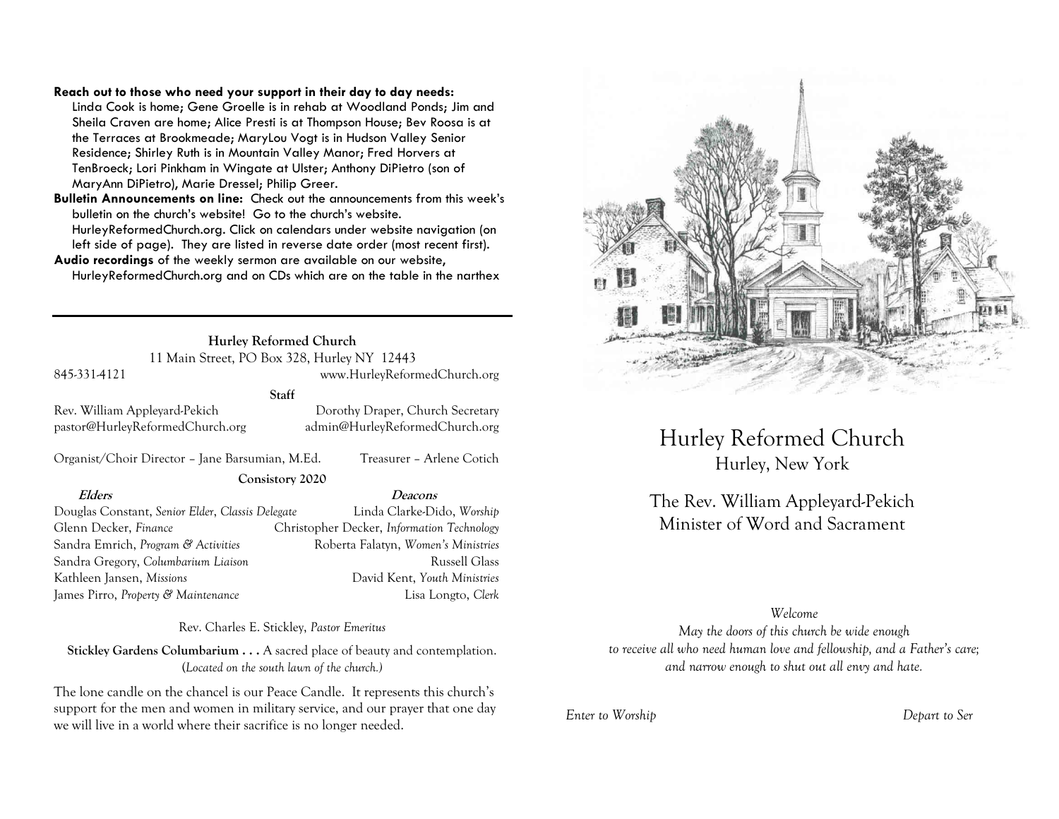**Reach out to those who need your support in their day to day needs:** Linda Cook is home; Gene Groelle is in rehab at Woodland Ponds; Jim and Sheila Craven are home; Alice Presti is at Thompson House; Bev Roosa is at the Terraces at Brookmeade; MaryLou Vogt is in Hudson Valley Senior Residence; Shirley Ruth is in Mountain Valley Manor; Fred Horvers at TenBroeck; Lori Pinkham in Wingate at Ulster; Anthony DiPietro (son of MaryAnn DiPietro), Marie Dressel; Philip Greer.

**Bulletin Announcements on line:** Check out the announcements from this week's bulletin on the church's website! Go to the church's website. HurleyReformedChurch.org. Click on calendars under website navigation (on left side of page). They are listed in reverse date order (most recent first).

**Audio recordings** of the weekly sermon are available on our website, HurleyReformedChurch.org and on CDs which are on the table in the narthex

---

**Hurley Reformed Church**

11 Main Street, PO Box 328, Hurley NY 12443

845-331-4121 www.HurleyReformedChurch.org

**Staff**

Rev. William Appleyard-Pekich — pastor@HurleyReformedChurch.org

Dorothy Draper, Church Secretary — admin@HurleyReformedChurch.org

Organist/Choir Director – Jane Barsumian, M.Ed.

Treasurer – Arlene Cotich

**Consistory 2020**

| ***Elders*** | ***Deacons*** |
|---|---|
| Douglas Constant, *Senior Elder, Classis Delegate* | Linda Clarke-Dido, *Worship* |
| Glenn Decker, *Finance* | Christopher Decker, *Information Technology* |
| Sandra Emrich, *Program & Activities* | Roberta Falatyn, *Women's Ministries* |
| Sandra Gregory, *Columbarium Liaison* | Russell Glass |
| Kathleen Jansen, *Missions* | David Kent, *Youth Ministries* |
| James Pirro, *Property & Maintenance* | Lisa Longto, *Clerk* |

Rev. Charles E. Stickley, *Pastor Emeritus*

**Stickley Gardens Columbarium . . .** A sacred place of beauty and contemplation. (*Located on the south lawn of the church.)*

The lone candle on the chancel is our Peace Candle. It represents this church's support for the men and women in military service, and our prayer that one day we will live in a world where their sacrifice is no longer needed.

# Hurley Reformed Church

## Hurley, New York

The Rev. William Appleyard-Pekich
Minister of Word and Sacrament

*Welcome*

*May the doors of this church be wide enough to receive all who need human love and fellowship, and a Father's care; and narrow enough to shut out all envy and hate.*

*Enter to Worship* *Depart to Ser*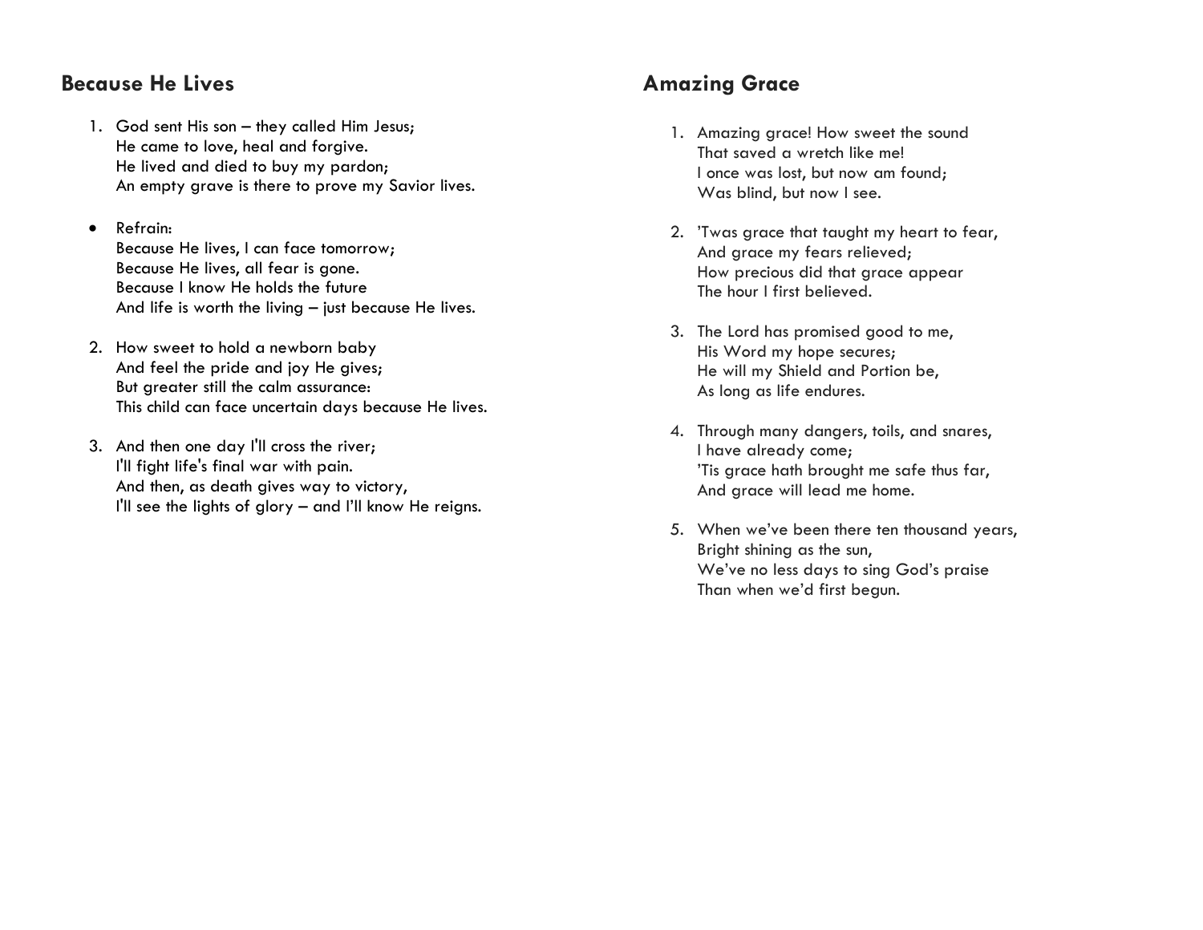## Because He Lives

1. God sent His son – they called Him Jesus;
   He came to love, heal and forgive.
   He lived and died to buy my pardon;
   An empty grave is there to prove my Savior lives.

- Refrain:
  Because He lives, I can face tomorrow;
  Because He lives, all fear is gone.
  Because I know He holds the future
  And life is worth the living – just because He lives.

2. How sweet to hold a newborn baby
   And feel the pride and joy He gives;
   But greater still the calm assurance:
   This child can face uncertain days because He lives.

3. And then one day I'll cross the river;
   I'll fight life's final war with pain.
   And then, as death gives way to victory,
   I'll see the lights of glory – and I'll know He reigns.

## Amazing Grace

1. Amazing grace! How sweet the sound
   That saved a wretch like me!
   I once was lost, but now am found;
   Was blind, but now I see.

2. 'Twas grace that taught my heart to fear,
   And grace my fears relieved;
   How precious did that grace appear
   The hour I first believed.

3. The Lord has promised good to me,
   His Word my hope secures;
   He will my Shield and Portion be,
   As long as life endures.

4. Through many dangers, toils, and snares,
   I have already come;
   'Tis grace hath brought me safe thus far,
   And grace will lead me home.

5. When we've been there ten thousand years,
   Bright shining as the sun,
   We've no less days to sing God's praise
   Than when we'd first begun.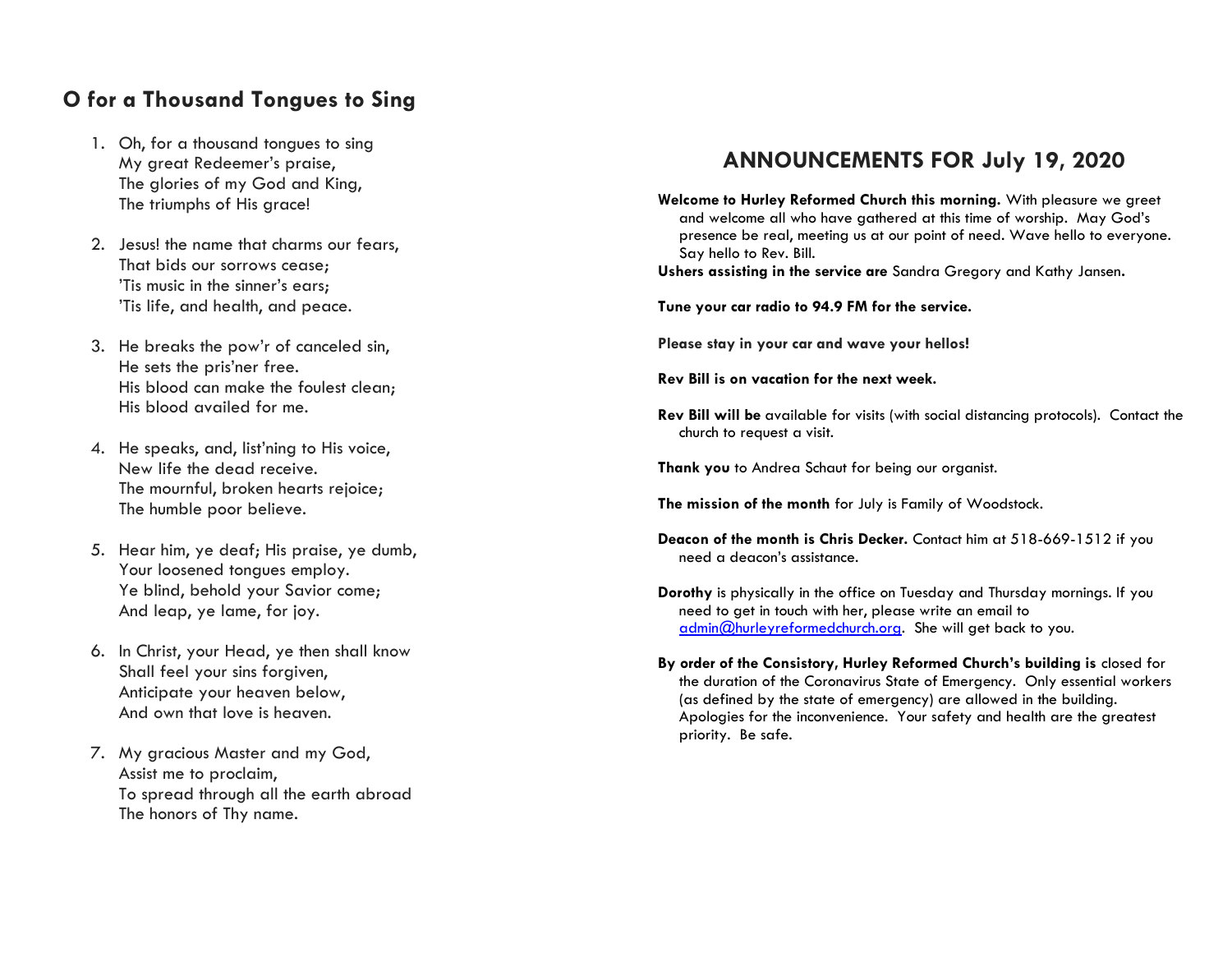## O for a Thousand Tongues to Sing

1. Oh, for a thousand tongues to sing
   My great Redeemer's praise,
   The glories of my God and King,
   The triumphs of His grace!

2. Jesus! the name that charms our fears,
   That bids our sorrows cease;
   'Tis music in the sinner's ears;
   'Tis life, and health, and peace.

3. He breaks the pow'r of canceled sin,
   He sets the pris'ner free.
   His blood can make the foulest clean;
   His blood availed for me.

4. He speaks, and, list'ning to His voice,
   New life the dead receive.
   The mournful, broken hearts rejoice;
   The humble poor believe.

5. Hear him, ye deaf; His praise, ye dumb,
   Your loosened tongues employ.
   Ye blind, behold your Savior come;
   And leap, ye lame, for joy.

6. In Christ, your Head, ye then shall know
   Shall feel your sins forgiven,
   Anticipate your heaven below,
   And own that love is heaven.

7. My gracious Master and my God,
   Assist me to proclaim,
   To spread through all the earth abroad
   The honors of Thy name.

## ANNOUNCEMENTS FOR July 19, 2020

**Welcome to Hurley Reformed Church this morning.** With pleasure we greet and welcome all who have gathered at this time of worship. May God's presence be real, meeting us at our point of need. Wave hello to everyone. Say hello to Rev. Bill.

**Ushers assisting in the service are** Sandra Gregory and Kathy Jansen**.**

**Tune your car radio to 94.9 FM for the service.**

**Please stay in your car and wave your hellos!**

**Rev Bill is on vacation for the next week.**

**Rev Bill will be** available for visits (with social distancing protocols). Contact the church to request a visit.

**Thank you** to Andrea Schaut for being our organist.

**The mission of the month** for July is Family of Woodstock.

**Deacon of the month is Chris Decker.** Contact him at 518-669-1512 if you need a deacon's assistance.

**Dorothy** is physically in the office on Tuesday and Thursday mornings. If you need to get in touch with her, please write an email to admin@hurleyreformedchurch.org. She will get back to you.

**By order of the Consistory, Hurley Reformed Church's building is** closed for the duration of the Coronavirus State of Emergency. Only essential workers (as defined by the state of emergency) are allowed in the building. Apologies for the inconvenience. Your safety and health are the greatest priority. Be safe.